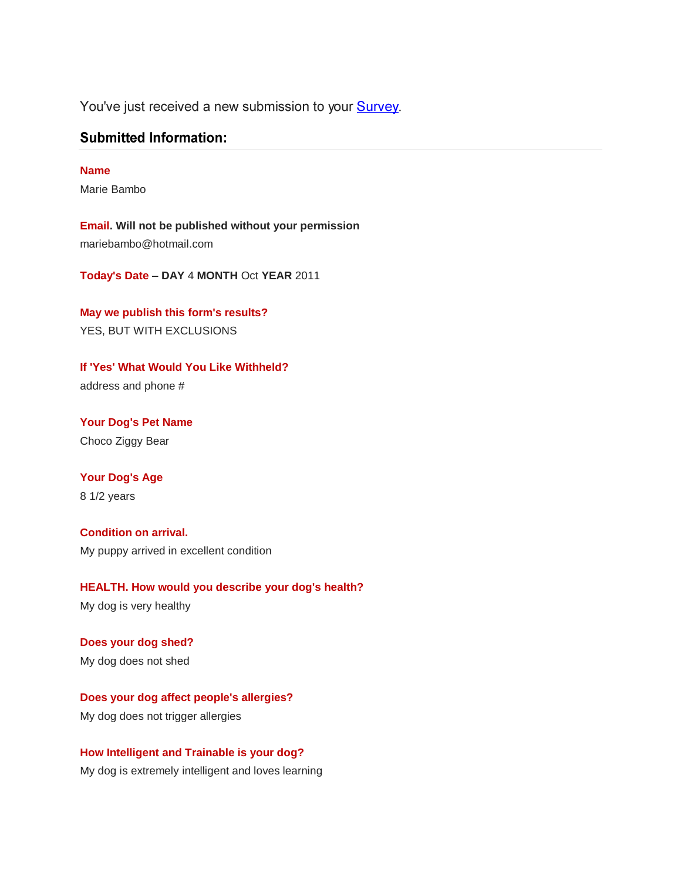You've just received a new submission to your Survey.

## Submitted Information:

---

**Name**

Marie Bambo

**Email. Will not be published without your permission**

mariebambo@hotmail.com

**Today's Date – DAY** 4 **MONTH** Oct **YEAR** 2011

**May we publish this form's results?**

YES, BUT WITH EXCLUSIONS

**If 'Yes' What Would You Like Withheld?**

address and phone #

**Your Dog's Pet Name**

Choco Ziggy Bear

**Your Dog's Age**

8 1/2 years

**Condition on arrival.**

My puppy arrived in excellent condition

**HEALTH. How would you describe your dog's health?**

My dog is very healthy

**Does your dog shed?**

My dog does not shed

**Does your dog affect people's allergies?**

My dog does not trigger allergies

**How Intelligent and Trainable is your dog?**

My dog is extremely intelligent and loves learning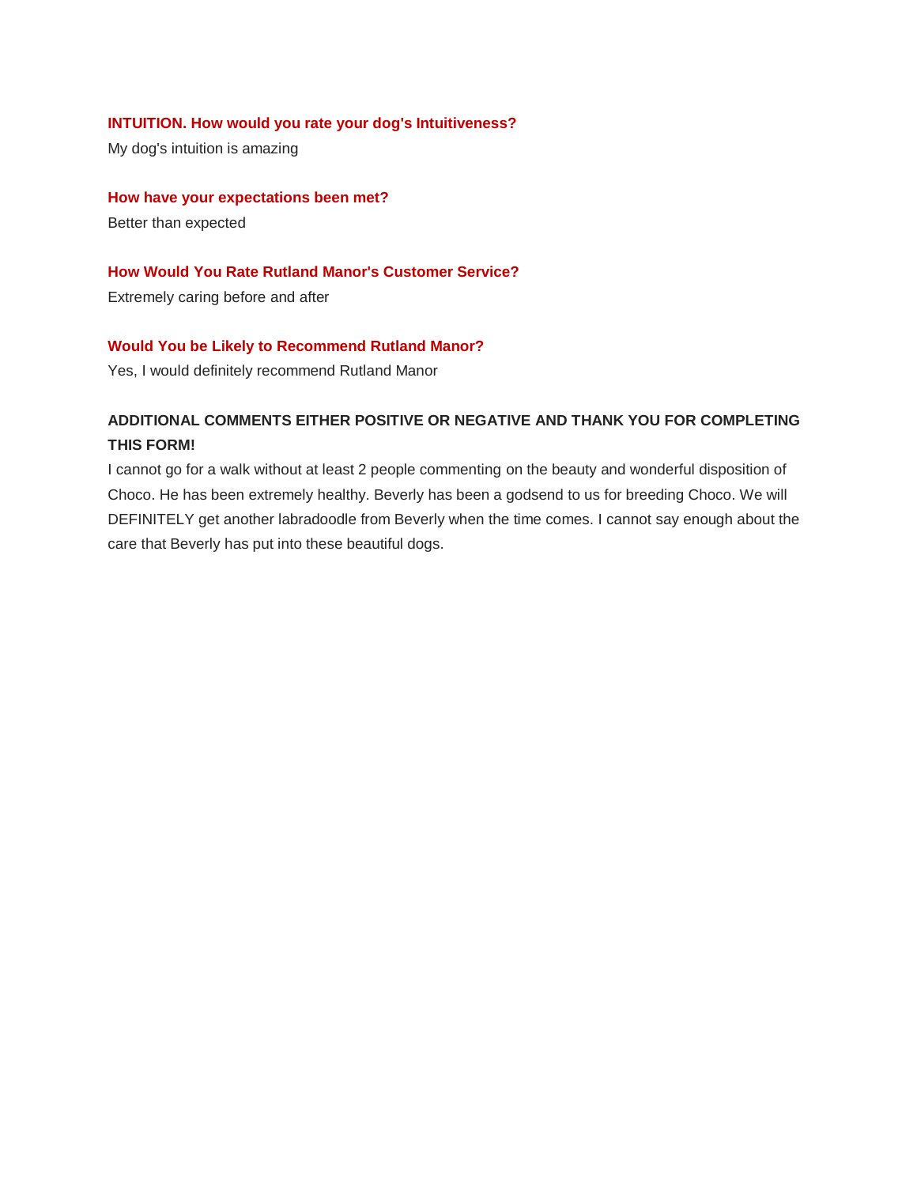**INTUITION. How would you rate your dog's Intuitiveness?**

My dog's intuition is amazing

**How have your expectations been met?**

Better than expected

**How Would You Rate Rutland Manor's Customer Service?**

Extremely caring before and after

**Would You be Likely to Recommend Rutland Manor?**

Yes, I would definitely recommend Rutland Manor

**ADDITIONAL COMMENTS EITHER POSITIVE OR NEGATIVE AND THANK YOU FOR COMPLETING THIS FORM!**

I cannot go for a walk without at least 2 people commenting on the beauty and wonderful disposition of Choco. He has been extremely healthy. Beverly has been a godsend to us for breeding Choco. We will DEFINITELY get another labradoodle from Beverly when the time comes. I cannot say enough about the care that Beverly has put into these beautiful dogs.